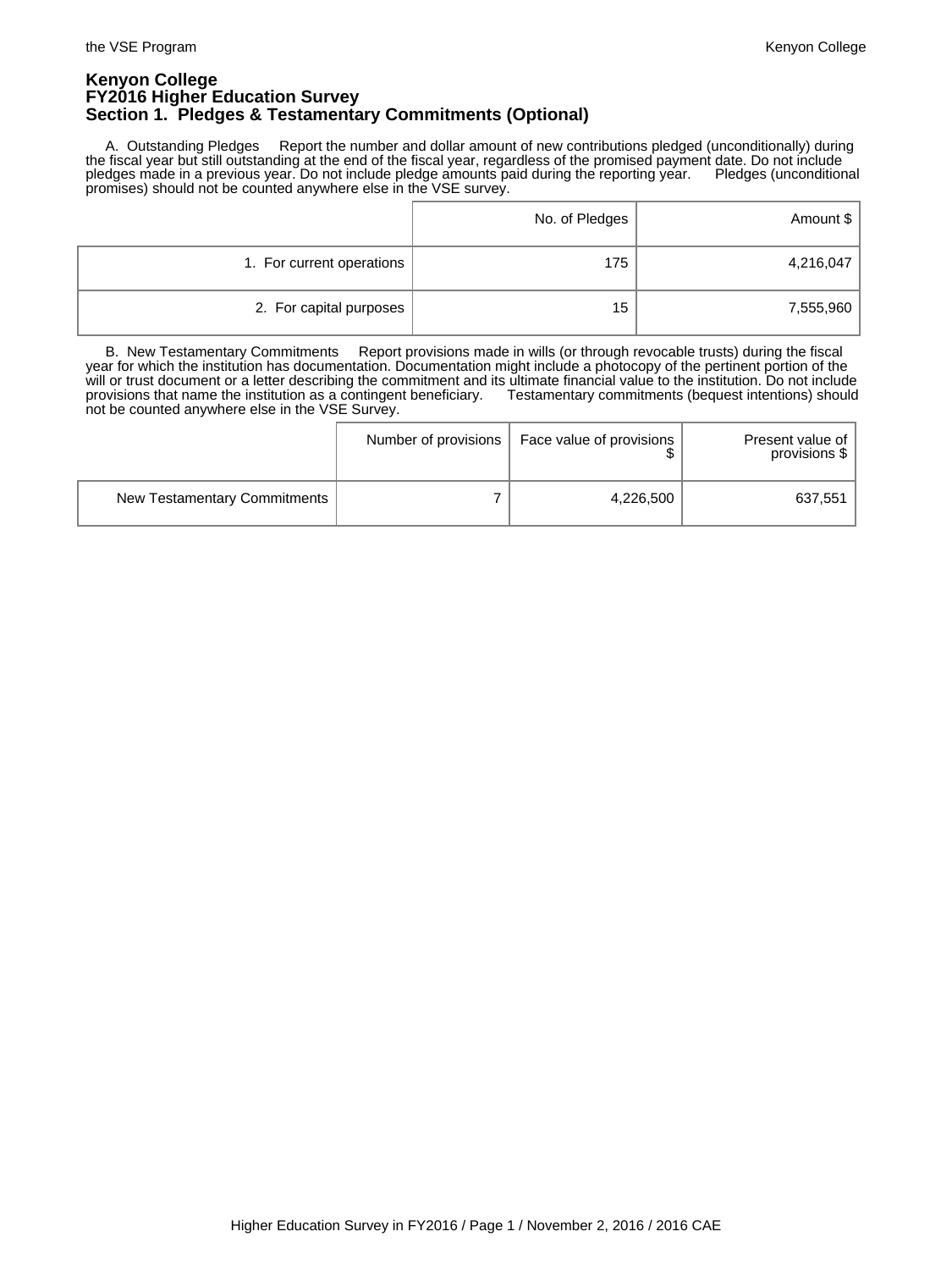# Kenyon College
## FY2016 Higher Education Survey
## Section 1. Pledges & Testamentary Commitments (Optional)

A. Outstanding Pledges Report the number and dollar amount of new contributions pledged (unconditionally) during the fiscal year but still outstanding at the end of the fiscal year, regardless of the promised payment date. Do not include pledges made in a previous year. Do not include pledge amounts paid during the reporting year. Pledges (unconditional promises) should not be counted anywhere else in the VSE survey.

| | No. of Pledges | Amount $ |
|---|---|---|
| 1. For current operations | 175 | 4,216,047 |
| 2. For capital purposes | 15 | 7,555,960 |

B. New Testamentary Commitments Report provisions made in wills (or through revocable trusts) during the fiscal year for which the institution has documentation. Documentation might include a photocopy of the pertinent portion of the will or trust document or a letter describing the commitment and its ultimate financial value to the institution. Do not include provisions that name the institution as a contingent beneficiary. Testamentary commitments (bequest intentions) should not be counted anywhere else in the VSE Survey.

| | Number of provisions | Face value of provisions $ | Present value of provisions $ |
|---|---|---|---|
| New Testamentary Commitments | 7 | 4,226,500 | 637,551 |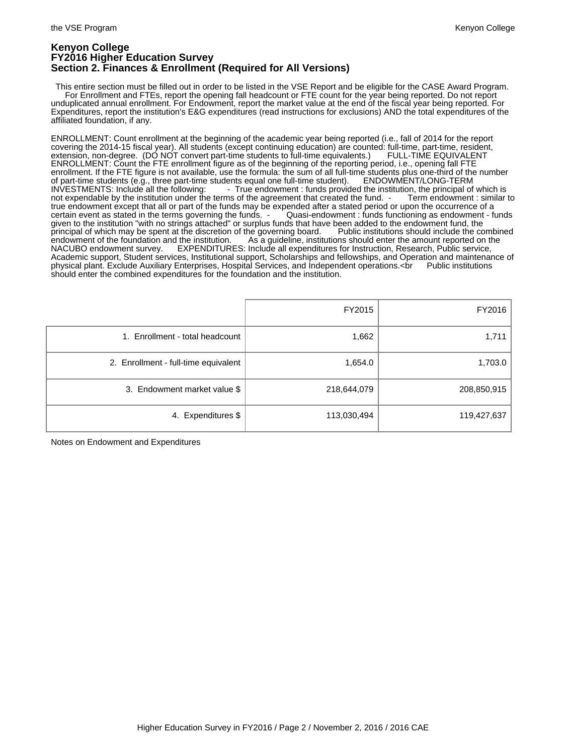# Kenyon College
## FY2016 Higher Education Survey
## Section 2. Finances & Enrollment (Required for All Versions)

This entire section must be filled out in order to be listed in the VSE Report and be eligible for the CASE Award Program. For Enrollment and FTEs, report the opening fall headcount or FTE count for the year being reported. Do not report unduplicated annual enrollment. For Endowment, report the market value at the end of the fiscal year being reported. For Expenditures, report the institution's E&G expenditures (read instructions for exclusions) AND the total expenditures of the affiliated foundation, if any.

ENROLLMENT: Count enrollment at the beginning of the academic year being reported (i.e., fall of 2014 for the report covering the 2014-15 fiscal year). All students (except continuing education) are counted: full-time, part-time, resident, extension, non-degree. (DO NOT convert part-time students to full-time equivalents.) FULL-TIME EQUIVALENT ENROLLMENT: Count the FTE enrollment figure as of the beginning of the reporting period, i.e., opening fall FTE enrollment. If the FTE figure is not available, use the formula: the sum of all full-time students plus one-third of the number of part-time students (e.g., three part-time students equal one full-time student). ENDOWMENT/LONG-TERM INVESTMENTS: Include all the following: - True endowment : funds provided the institution, the principal of which is not expendable by the institution under the terms of the agreement that created the fund. - Term endowment : similar to true endowment except that all or part of the funds may be expended after a stated period or upon the occurrence of a certain event as stated in the terms governing the funds. - Quasi-endowment : funds functioning as endowment - funds given to the institution "with no strings attached" or surplus funds that have been added to the endowment fund, the principal of which may be spent at the discretion of the governing board. Public institutions should include the combined endowment of the foundation and the institution. As a guideline, institutions should enter the amount reported on the NACUBO endowment survey. EXPENDITURES: Include all expenditures for Instruction, Research, Public service, Academic support, Student services, Institutional support, Scholarships and fellowships, and Operation and maintenance of physical plant. Exclude Auxiliary Enterprises, Hospital Services, and Independent operations.<br Public institutions should enter the combined expenditures for the foundation and the institution.

| | FY2015 | FY2016 |
|---|---|---|
| 1. Enrollment - total headcount | 1,662 | 1,711 |
| 2. Enrollment - full-time equivalent | 1,654.0 | 1,703.0 |
| 3. Endowment market value $ | 218,644,079 | 208,850,915 |
| 4. Expenditures $ | 113,030,494 | 119,427,637 |

Notes on Endowment and Expenditures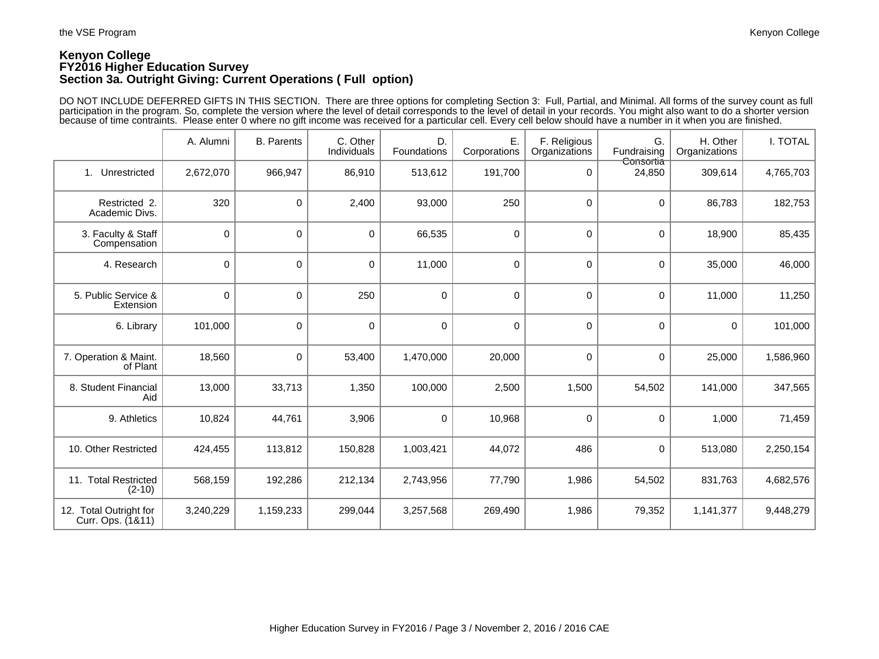**Kenyon College**
**FY2016 Higher Education Survey**
**Section 3a. Outright Giving: Current Operations ( Full option)**

DO NOT INCLUDE DEFERRED GIFTS IN THIS SECTION. There are three options for completing Section 3: Full, Partial, and Minimal. All forms of the survey count as full participation in the program. So, complete the version where the level of detail corresponds to the level of detail in your records. You might also want to do a shorter version because of time contraints. Please enter 0 where no gift income was received for a particular cell. Every cell below should have a number in it when you are finished.

| | A. Alumni | B. Parents | C. Other Individuals | D. Foundations | E. Corporations | F. Religious Organizations | G. Fundraising Consortia | H. Other Organizations | I. TOTAL |
|---|---|---|---|---|---|---|---|---|---|
| 1. Unrestricted | 2,672,070 | 966,947 | 86,910 | 513,612 | 191,700 | 0 | 24,850 | 309,614 | 4,765,703 |
| Restricted 2. Academic Divs. | 320 | 0 | 2,400 | 93,000 | 250 | 0 | 0 | 86,783 | 182,753 |
| 3. Faculty & Staff Compensation | 0 | 0 | 0 | 66,535 | 0 | 0 | 0 | 18,900 | 85,435 |
| 4. Research | 0 | 0 | 0 | 11,000 | 0 | 0 | 0 | 35,000 | 46,000 |
| 5. Public Service & Extension | 0 | 0 | 250 | 0 | 0 | 0 | 0 | 11,000 | 11,250 |
| 6. Library | 101,000 | 0 | 0 | 0 | 0 | 0 | 0 | 0 | 101,000 |
| 7. Operation & Maint. of Plant | 18,560 | 0 | 53,400 | 1,470,000 | 20,000 | 0 | 0 | 25,000 | 1,586,960 |
| 8. Student Financial Aid | 13,000 | 33,713 | 1,350 | 100,000 | 2,500 | 1,500 | 54,502 | 141,000 | 347,565 |
| 9. Athletics | 10,824 | 44,761 | 3,906 | 0 | 10,968 | 0 | 0 | 1,000 | 71,459 |
| 10. Other Restricted | 424,455 | 113,812 | 150,828 | 1,003,421 | 44,072 | 486 | 0 | 513,080 | 2,250,154 |
| 11. Total Restricted (2-10) | 568,159 | 192,286 | 212,134 | 2,743,956 | 77,790 | 1,986 | 54,502 | 831,763 | 4,682,576 |
| 12. Total Outright for Curr. Ops. (1&11) | 3,240,229 | 1,159,233 | 299,044 | 3,257,568 | 269,490 | 1,986 | 79,352 | 1,141,377 | 9,448,279 |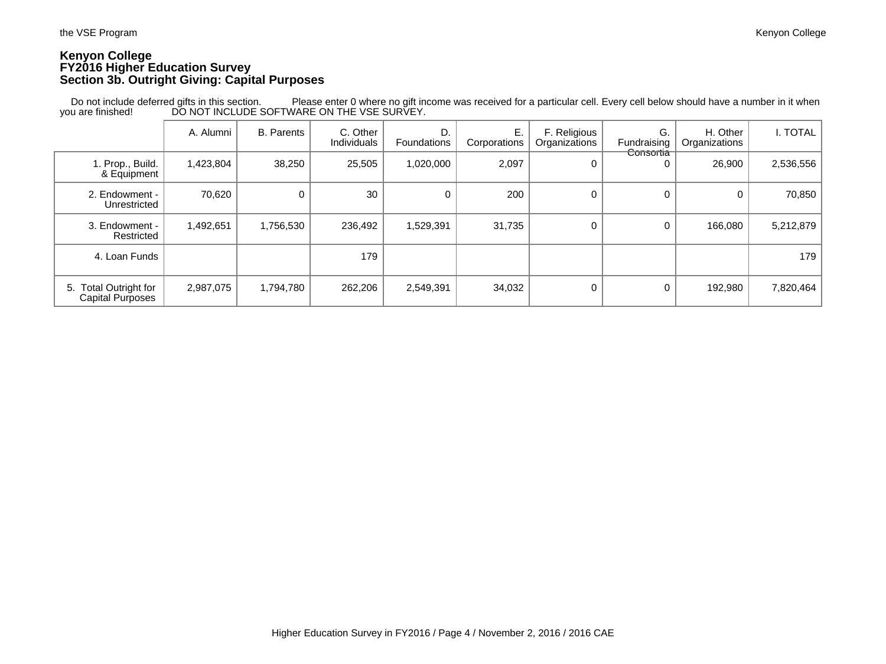**Kenyon College**
**FY2016 Higher Education Survey**
**Section 3b. Outright Giving: Capital Purposes**

Do not include deferred gifts in this section. Please enter 0 where no gift income was received for a particular cell. Every cell below should have a number in it when you are finished! DO NOT INCLUDE SOFTWARE ON THE VSE SURVEY.

| | A. Alumni | B. Parents | C. Other Individuals | D. Foundations | E. Corporations | F. Religious Organizations | G. Fundraising Consortia | H. Other Organizations | I. TOTAL |
|---|---|---|---|---|---|---|---|---|---|
| 1. Prop., Build. & Equipment | 1,423,804 | 38,250 | 25,505 | 1,020,000 | 2,097 | 0 | 0 | 26,900 | 2,536,556 |
| 2. Endowment - Unrestricted | 70,620 | 0 | 30 | 0 | 200 | 0 | 0 | 0 | 70,850 |
| 3. Endowment - Restricted | 1,492,651 | 1,756,530 | 236,492 | 1,529,391 | 31,735 | 0 | 0 | 166,080 | 5,212,879 |
| 4. Loan Funds | | | 179 | | | | | | 179 |
| 5. Total Outright for Capital Purposes | 2,987,075 | 1,794,780 | 262,206 | 2,549,391 | 34,032 | 0 | 0 | 192,980 | 7,820,464 |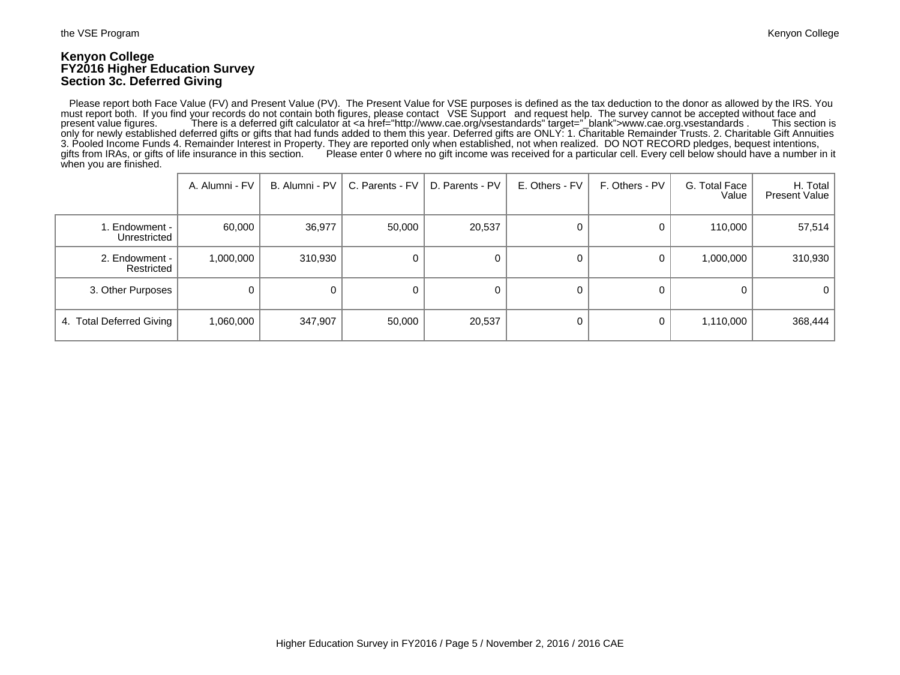**Kenyon College**
**FY2016 Higher Education Survey**
**Section 3c. Deferred Giving**

Please report both Face Value (FV) and Present Value (PV). The Present Value for VSE purposes is defined as the tax deduction to the donor as allowed by the IRS. You must report both. If you find your records do not contain both figures, please contact VSE Support and request help. The survey cannot be accepted without face and present value figures. There is a deferred gift calculator at <a href="http://www.cae.org/vsestandards" target="_blank">www.cae.org.vsestandards . This section is only for newly established deferred gifts or gifts that had funds added to them this year. Deferred gifts are ONLY: 1. Charitable Remainder Trusts. 2. Charitable Gift Annuities 3. Pooled Income Funds 4. Remainder Interest in Property. They are reported only when established, not when realized. DO NOT RECORD pledges, bequest intentions, gifts from IRAs, or gifts of life insurance in this section. Please enter 0 where no gift income was received for a particular cell. Every cell below should have a number in it when you are finished.

| | A. Alumni - FV | B. Alumni - PV | C. Parents - FV | D. Parents - PV | E. Others - FV | F. Others - PV | G. Total Face Value | H. Total Present Value |
|---|---|---|---|---|---|---|---|---|
| 1. Endowment - Unrestricted | 60,000 | 36,977 | 50,000 | 20,537 | 0 | 0 | 110,000 | 57,514 |
| 2. Endowment - Restricted | 1,000,000 | 310,930 | 0 | 0 | 0 | 0 | 1,000,000 | 310,930 |
| 3. Other Purposes | 0 | 0 | 0 | 0 | 0 | 0 | 0 | 0 |
| 4. Total Deferred Giving | 1,060,000 | 347,907 | 50,000 | 20,537 | 0 | 0 | 1,110,000 | 368,444 |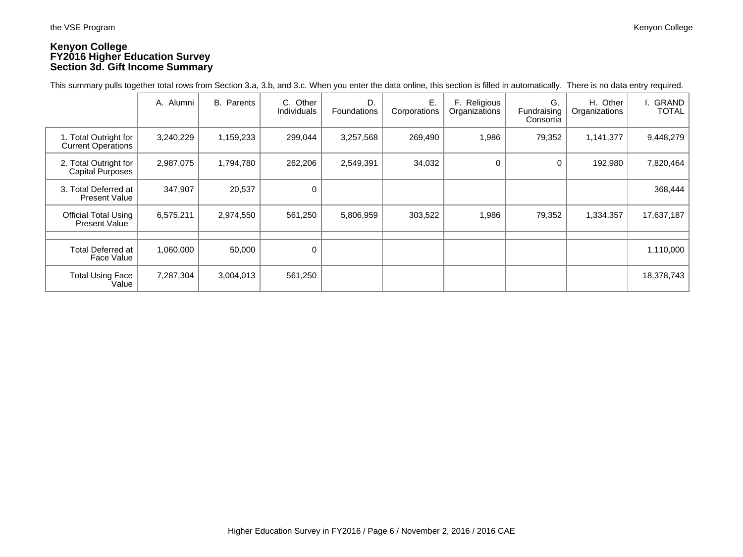**Kenyon College**
**FY2016 Higher Education Survey**
**Section 3d. Gift Income Summary**

This summary pulls together total rows from Section 3.a, 3.b, and 3.c. When you enter the data online, this section is filled in automatically. There is no data entry required.

| | A. Alumni | B. Parents | C. Other Individuals | D. Foundations | E. Corporations | F. Religious Organizations | G. Fundraising Consortia | H. Other Organizations | I. GRAND TOTAL |
|---|---|---|---|---|---|---|---|---|---|
| 1. Total Outright for Current Operations | 3,240,229 | 1,159,233 | 299,044 | 3,257,568 | 269,490 | 1,986 | 79,352 | 1,141,377 | 9,448,279 |
| 2. Total Outright for Capital Purposes | 2,987,075 | 1,794,780 | 262,206 | 2,549,391 | 34,032 | 0 | 0 | 192,980 | 7,820,464 |
| 3. Total Deferred at Present Value | 347,907 | 20,537 | 0 | | | | | | 368,444 |
| Official Total Using Present Value | 6,575,211 | 2,974,550 | 561,250 | 5,806,959 | 303,522 | 1,986 | 79,352 | 1,334,357 | 17,637,187 |
| | | | | | | | | | |
| Total Deferred at Face Value | 1,060,000 | 50,000 | 0 | | | | | | 1,110,000 |
| Total Using Face Value | 7,287,304 | 3,004,013 | 561,250 | | | | | | 18,378,743 |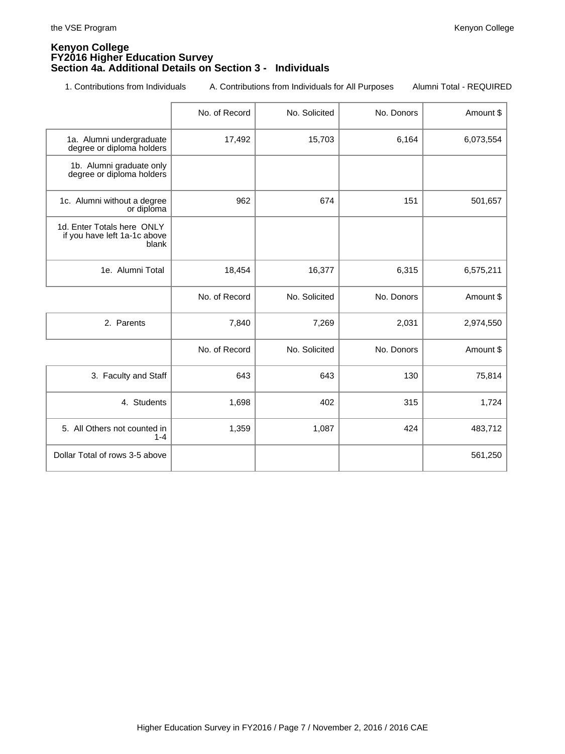**Kenyon College**
**FY2016 Higher Education Survey**
**Section 4a. Additional Details on Section 3 - Individuals**

1. Contributions from Individuals A. Contributions from Individuals for All Purposes Alumni Total - REQUIRED

| | No. of Record | No. Solicited | No. Donors | Amount $ |
|---|---|---|---|---|
| 1a. Alumni undergraduate degree or diploma holders | 17,492 | 15,703 | 6,164 | 6,073,554 |
| 1b. Alumni graduate only degree or diploma holders | | | | |
| 1c. Alumni without a degree or diploma | 962 | 674 | 151 | 501,657 |
| 1d. Enter Totals here ONLY if you have left 1a-1c above blank | | | | |
| 1e. Alumni Total | 18,454 | 16,377 | 6,315 | 6,575,211 |

| | No. of Record | No. Solicited | No. Donors | Amount $ |
|---|---|---|---|---|
| 2. Parents | 7,840 | 7,269 | 2,031 | 2,974,550 |

| | No. of Record | No. Solicited | No. Donors | Amount $ |
|---|---|---|---|---|
| 3. Faculty and Staff | 643 | 643 | 130 | 75,814 |
| 4. Students | 1,698 | 402 | 315 | 1,724 |
| 5. All Others not counted in 1-4 | 1,359 | 1,087 | 424 | 483,712 |
| Dollar Total of rows 3-5 above | | | | 561,250 |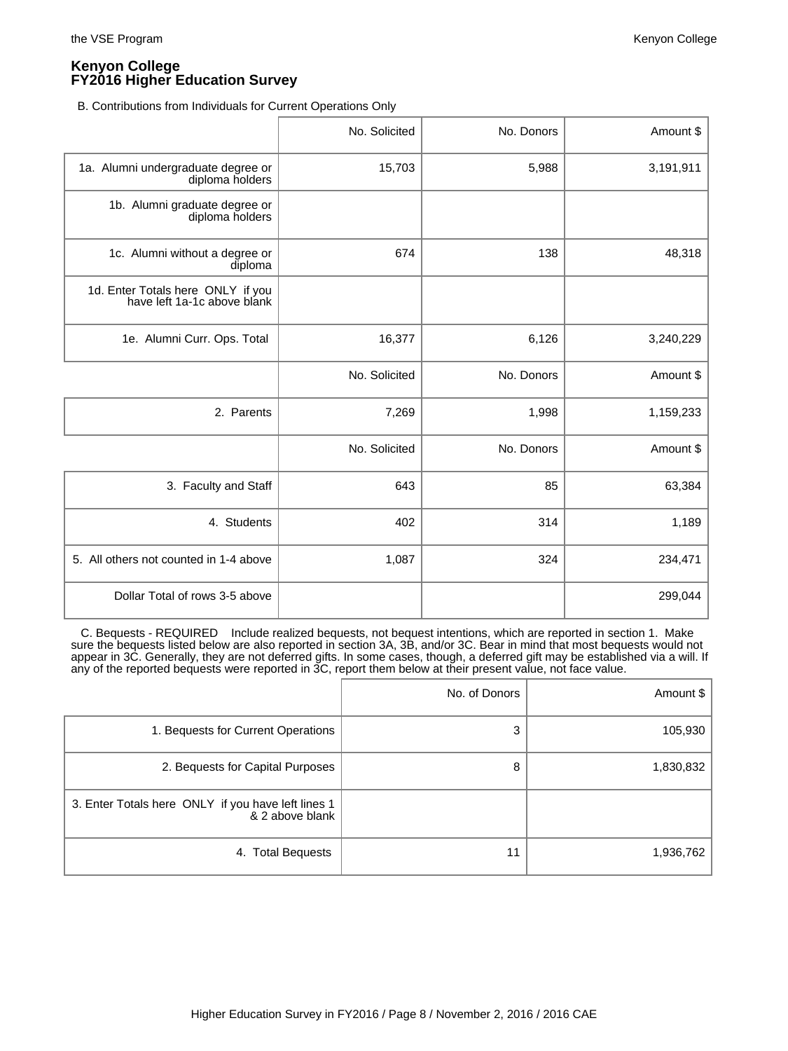**Kenyon College**
**FY2016 Higher Education Survey**

B. Contributions from Individuals for Current Operations Only

| | No. Solicited | No. Donors | Amount $ |
|---|---|---|---|
| 1a. Alumni undergraduate degree or diploma holders | 15,703 | 5,988 | 3,191,911 |
| 1b. Alumni graduate degree or diploma holders | | | |
| 1c. Alumni without a degree or diploma | 674 | 138 | 48,318 |
| 1d. Enter Totals here ONLY if you have left 1a-1c above blank | | | |
| 1e. Alumni Curr. Ops. Total | 16,377 | 6,126 | 3,240,229 |
| | No. Solicited | No. Donors | Amount $ |
| 2. Parents | 7,269 | 1,998 | 1,159,233 |
| | No. Solicited | No. Donors | Amount $ |
| 3. Faculty and Staff | 643 | 85 | 63,384 |
| 4. Students | 402 | 314 | 1,189 |
| 5. All others not counted in 1-4 above | 1,087 | 324 | 234,471 |
| Dollar Total of rows 3-5 above | | | 299,044 |

C. Bequests - REQUIRED Include realized bequests, not bequest intentions, which are reported in section 1. Make sure the bequests listed below are also reported in section 3A, 3B, and/or 3C. Bear in mind that most bequests would not appear in 3C. Generally, they are not deferred gifts. In some cases, though, a deferred gift may be established via a will. If any of the reported bequests were reported in 3C, report them below at their present value, not face value.

| | No. of Donors | Amount $ |
|---|---|---|
| 1. Bequests for Current Operations | 3 | 105,930 |
| 2. Bequests for Capital Purposes | 8 | 1,830,832 |
| 3. Enter Totals here ONLY if you have left lines 1 & 2 above blank | | |
| 4. Total Bequests | 11 | 1,936,762 |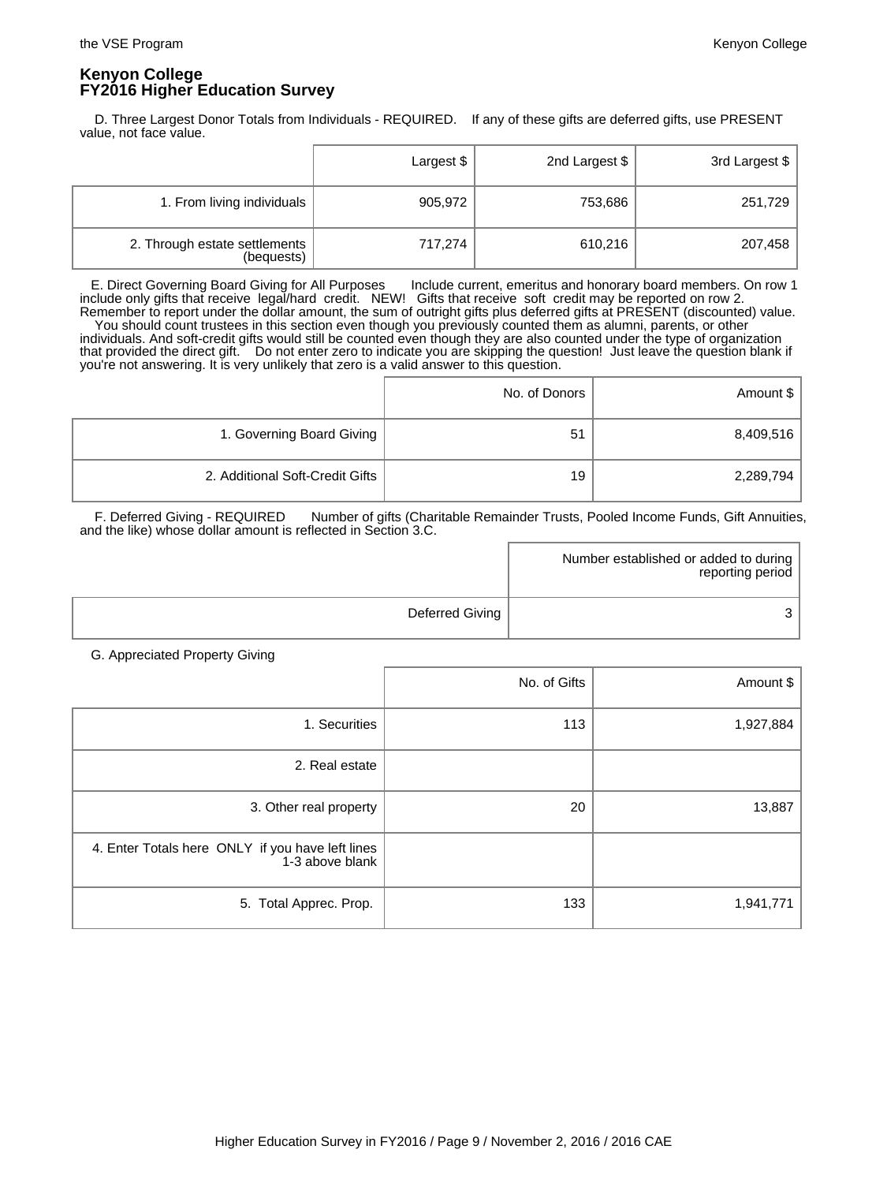**Kenyon College**
**FY2016 Higher Education Survey**

D. Three Largest Donor Totals from Individuals - REQUIRED. If any of these gifts are deferred gifts, use PRESENT value, not face value.

| | Largest $ | 2nd Largest $ | 3rd Largest $ |
|---|---|---|---|
| 1. From living individuals | 905,972 | 753,686 | 251,729 |
| 2. Through estate settlements (bequests) | 717,274 | 610,216 | 207,458 |

E. Direct Governing Board Giving for All Purposes Include current, emeritus and honorary board members. On row 1 include only gifts that receive legal/hard credit. NEW! Gifts that receive soft credit may be reported on row 2. Remember to report under the dollar amount, the sum of outright gifts plus deferred gifts at PRESENT (discounted) value. You should count trustees in this section even though you previously counted them as alumni, parents, or other individuals. And soft-credit gifts would still be counted even though they are also counted under the type of organization that provided the direct gift. Do not enter zero to indicate you are skipping the question! Just leave the question blank if you're not answering. It is very unlikely that zero is a valid answer to this question.

| | No. of Donors | Amount $ |
|---|---|---|
| 1. Governing Board Giving | 51 | 8,409,516 |
| 2. Additional Soft-Credit Gifts | 19 | 2,289,794 |

F. Deferred Giving - REQUIRED Number of gifts (Charitable Remainder Trusts, Pooled Income Funds, Gift Annuities, and the like) whose dollar amount is reflected in Section 3.C.

| | Number established or added to during reporting period |
|---|---|
| Deferred Giving | 3 |

G. Appreciated Property Giving

| | No. of Gifts | Amount $ |
|---|---|---|
| 1. Securities | 113 | 1,927,884 |
| 2. Real estate | | |
| 3. Other real property | 20 | 13,887 |
| 4. Enter Totals here ONLY if you have left lines 1-3 above blank | | |
| 5. Total Apprec. Prop. | 133 | 1,941,771 |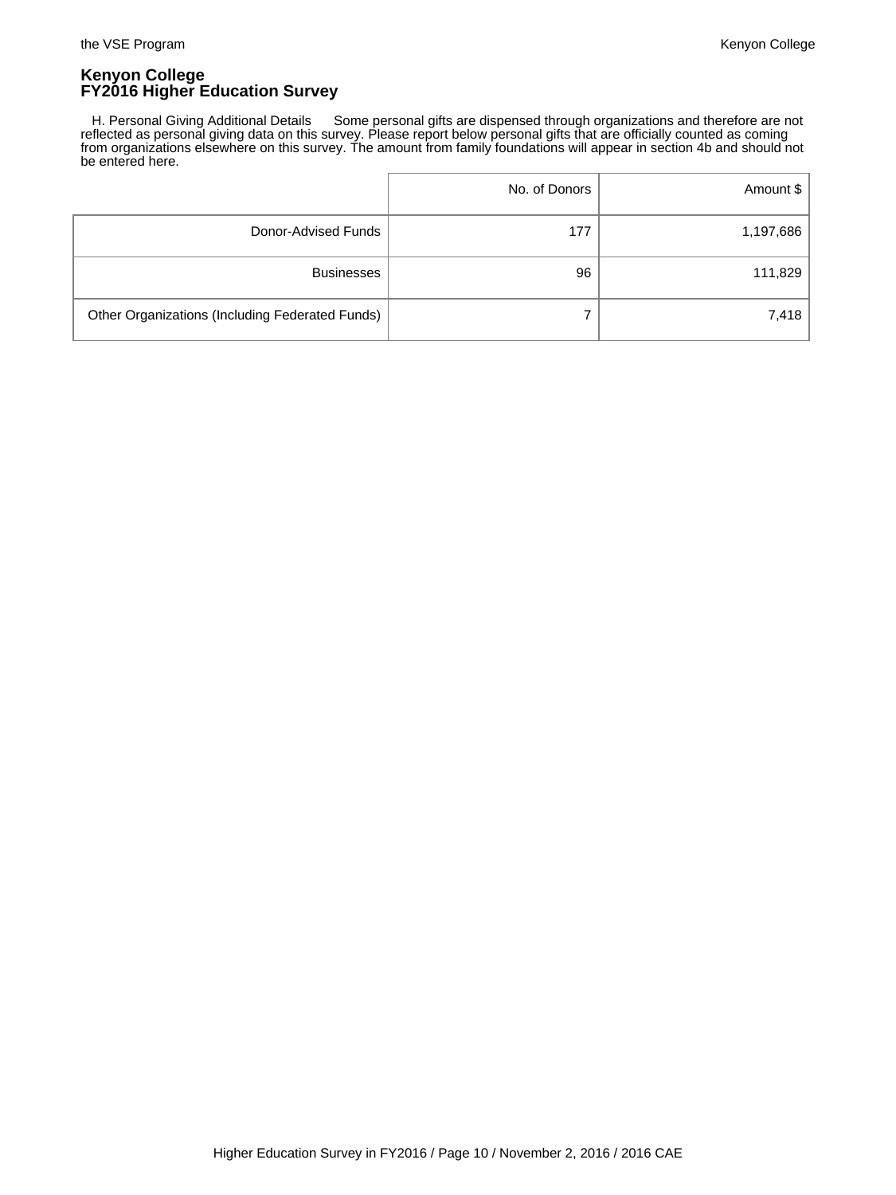**Kenyon College**
**FY2016 Higher Education Survey**

H. Personal Giving Additional Details Some personal gifts are dispensed through organizations and therefore are not reflected as personal giving data on this survey. Please report below personal gifts that are officially counted as coming from organizations elsewhere on this survey. The amount from family foundations will appear in section 4b and should not be entered here.

| | No. of Donors | Amount $ |
|---|---|---|
| Donor-Advised Funds | 177 | 1,197,686 |
| Businesses | 96 | 111,829 |
| Other Organizations (Including Federated Funds) | 7 | 7,418 |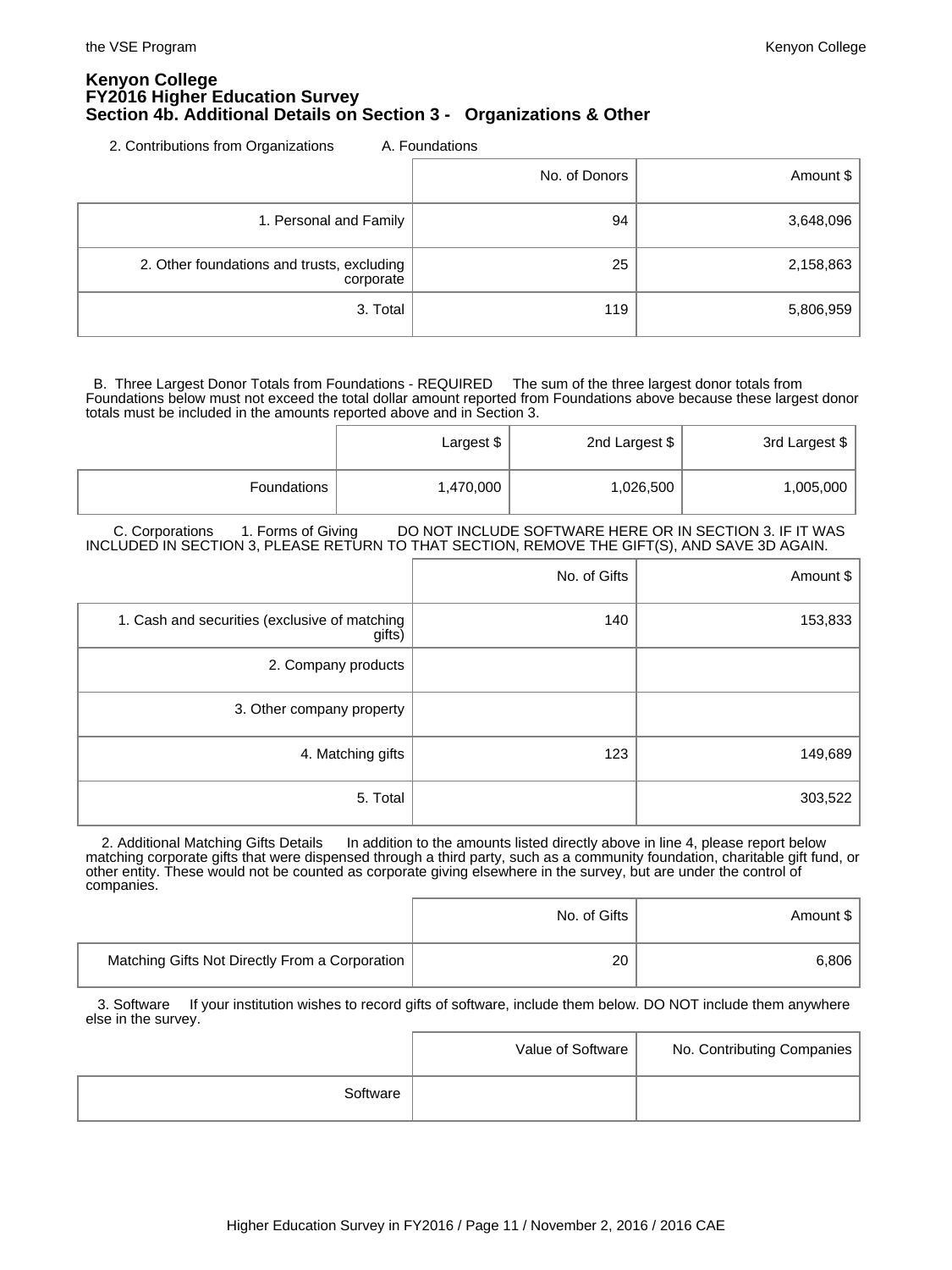# Kenyon College
## FY2016 Higher Education Survey
## Section 4b. Additional Details on Section 3 - Organizations & Other

2. Contributions from Organizations     A. Foundations

| | No. of Donors | Amount $ |
|---|---|---|
| 1. Personal and Family | 94 | 3,648,096 |
| 2. Other foundations and trusts, excluding corporate | 25 | 2,158,863 |
| 3. Total | 119 | 5,806,959 |

B. Three Largest Donor Totals from Foundations - REQUIRED     The sum of the three largest donor totals from Foundations below must not exceed the total dollar amount reported from Foundations above because these largest donor totals must be included in the amounts reported above and in Section 3.

| | Largest $ | 2nd Largest $ | 3rd Largest $ |
|---|---|---|---|
| Foundations | 1,470,000 | 1,026,500 | 1,005,000 |

C. Corporations     1. Forms of Giving     DO NOT INCLUDE SOFTWARE HERE OR IN SECTION 3. IF IT WAS INCLUDED IN SECTION 3, PLEASE RETURN TO THAT SECTION, REMOVE THE GIFT(S), AND SAVE 3D AGAIN.

| | No. of Gifts | Amount $ |
|---|---|---|
| 1. Cash and securities (exclusive of matching gifts) | 140 | 153,833 |
| 2. Company products | | |
| 3. Other company property | | |
| 4. Matching gifts | 123 | 149,689 |
| 5. Total | | 303,522 |

2. Additional Matching Gifts Details     In addition to the amounts listed directly above in line 4, please report below matching corporate gifts that were dispensed through a third party, such as a community foundation, charitable gift fund, or other entity. These would not be counted as corporate giving elsewhere in the survey, but are under the control of companies.

| | No. of Gifts | Amount $ |
|---|---|---|
| Matching Gifts Not Directly From a Corporation | 20 | 6,806 |

3. Software     If your institution wishes to record gifts of software, include them below. DO NOT include them anywhere else in the survey.

| | Value of Software | No. Contributing Companies |
|---|---|---|
| Software | | |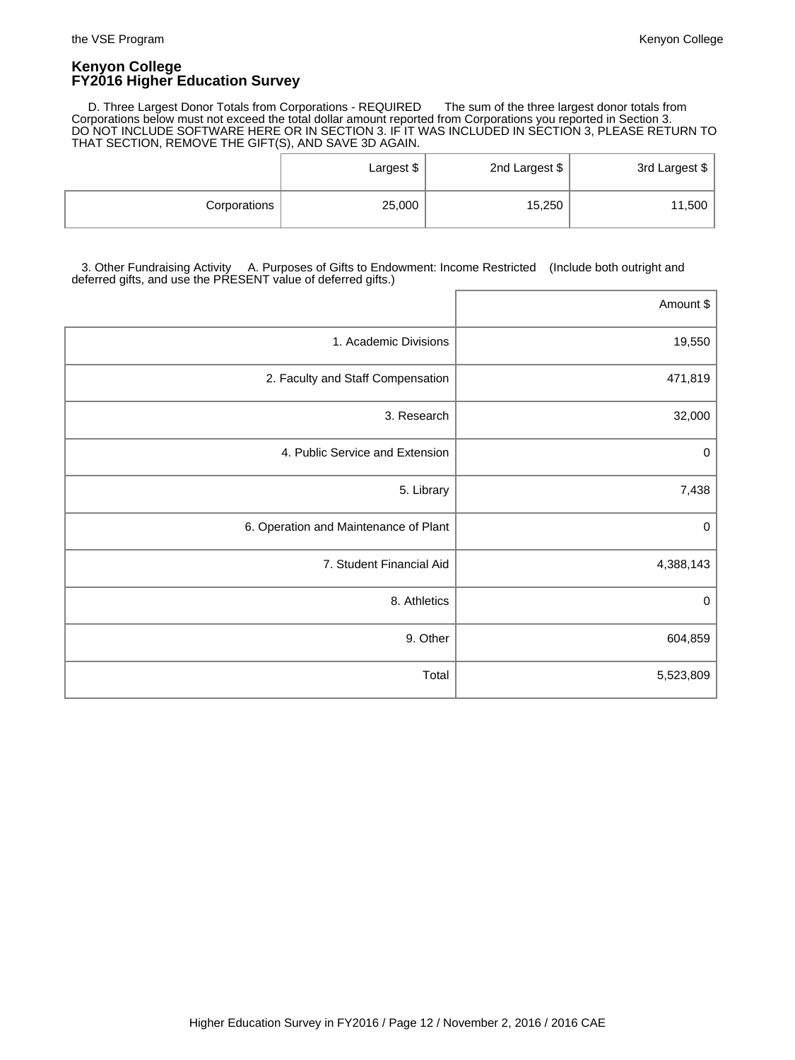# Kenyon College
# FY2016 Higher Education Survey

D. Three Largest Donor Totals from Corporations - REQUIRED The sum of the three largest donor totals from Corporations below must not exceed the total dollar amount reported from Corporations you reported in Section 3. DO NOT INCLUDE SOFTWARE HERE OR IN SECTION 3. IF IT WAS INCLUDED IN SECTION 3, PLEASE RETURN TO THAT SECTION, REMOVE THE GIFT(S), AND SAVE 3D AGAIN.

| | Largest $ | 2nd Largest $ | 3rd Largest $ |
|---|---|---|---|
| Corporations | 25,000 | 15,250 | 11,500 |

3. Other Fundraising Activity A. Purposes of Gifts to Endowment: Income Restricted (Include both outright and deferred gifts, and use the PRESENT value of deferred gifts.)

| | Amount $ |
|---|---|
| 1. Academic Divisions | 19,550 |
| 2. Faculty and Staff Compensation | 471,819 |
| 3. Research | 32,000 |
| 4. Public Service and Extension | 0 |
| 5. Library | 7,438 |
| 6. Operation and Maintenance of Plant | 0 |
| 7. Student Financial Aid | 4,388,143 |
| 8. Athletics | 0 |
| 9. Other | 604,859 |
| Total | 5,523,809 |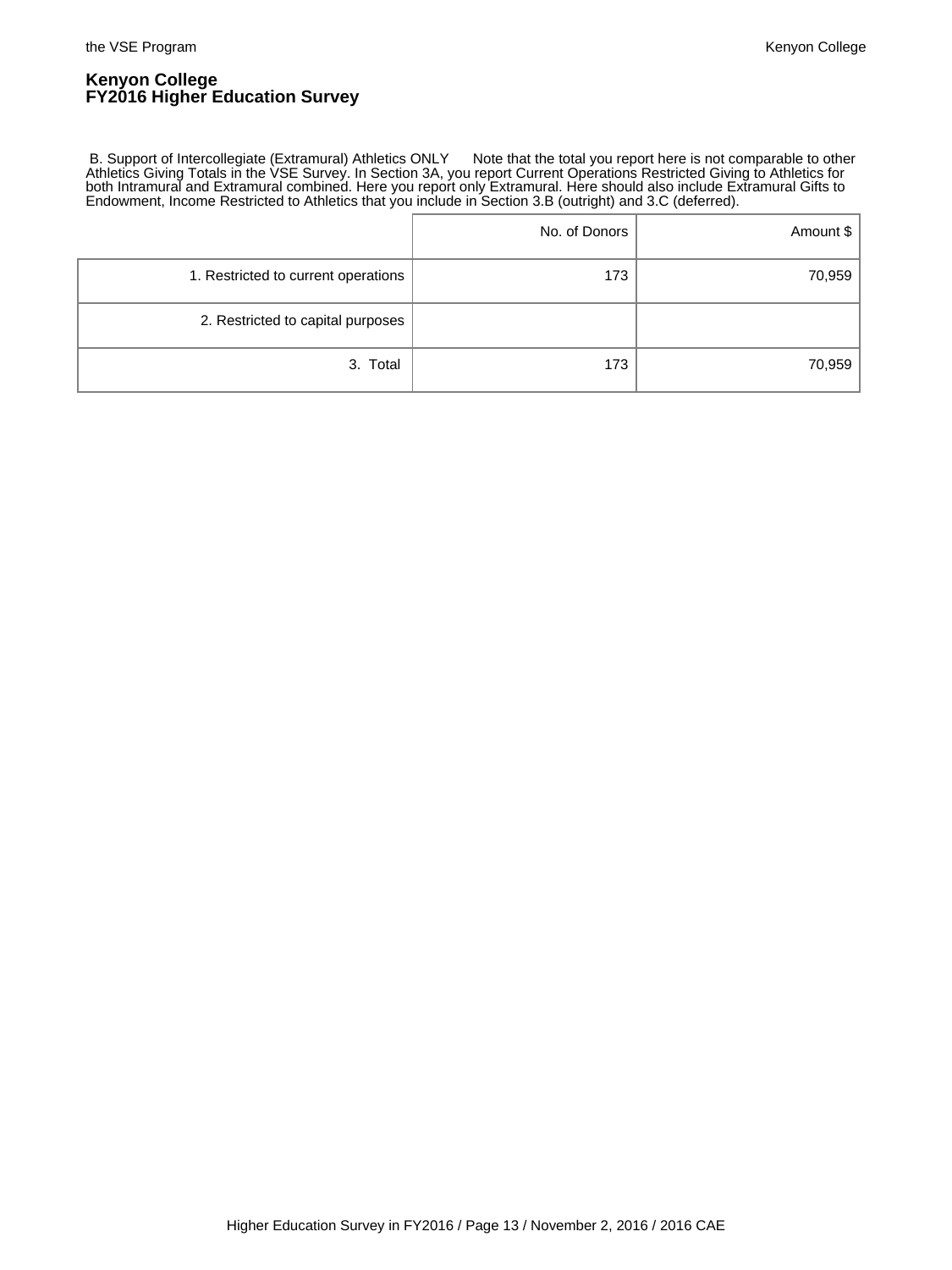**Kenyon College**
**FY2016 Higher Education Survey**

B. Support of Intercollegiate (Extramural) Athletics ONLY Note that the total you report here is not comparable to other Athletics Giving Totals in the VSE Survey. In Section 3A, you report Current Operations Restricted Giving to Athletics for both Intramural and Extramural combined. Here you report only Extramural. Here should also include Extramural Gifts to Endowment, Income Restricted to Athletics that you include in Section 3.B (outright) and 3.C (deferred).

| | No. of Donors | Amount $ |
|---|---|---|
| 1. Restricted to current operations | 173 | 70,959 |
| 2. Restricted to capital purposes | | |
| 3. Total | 173 | 70,959 |